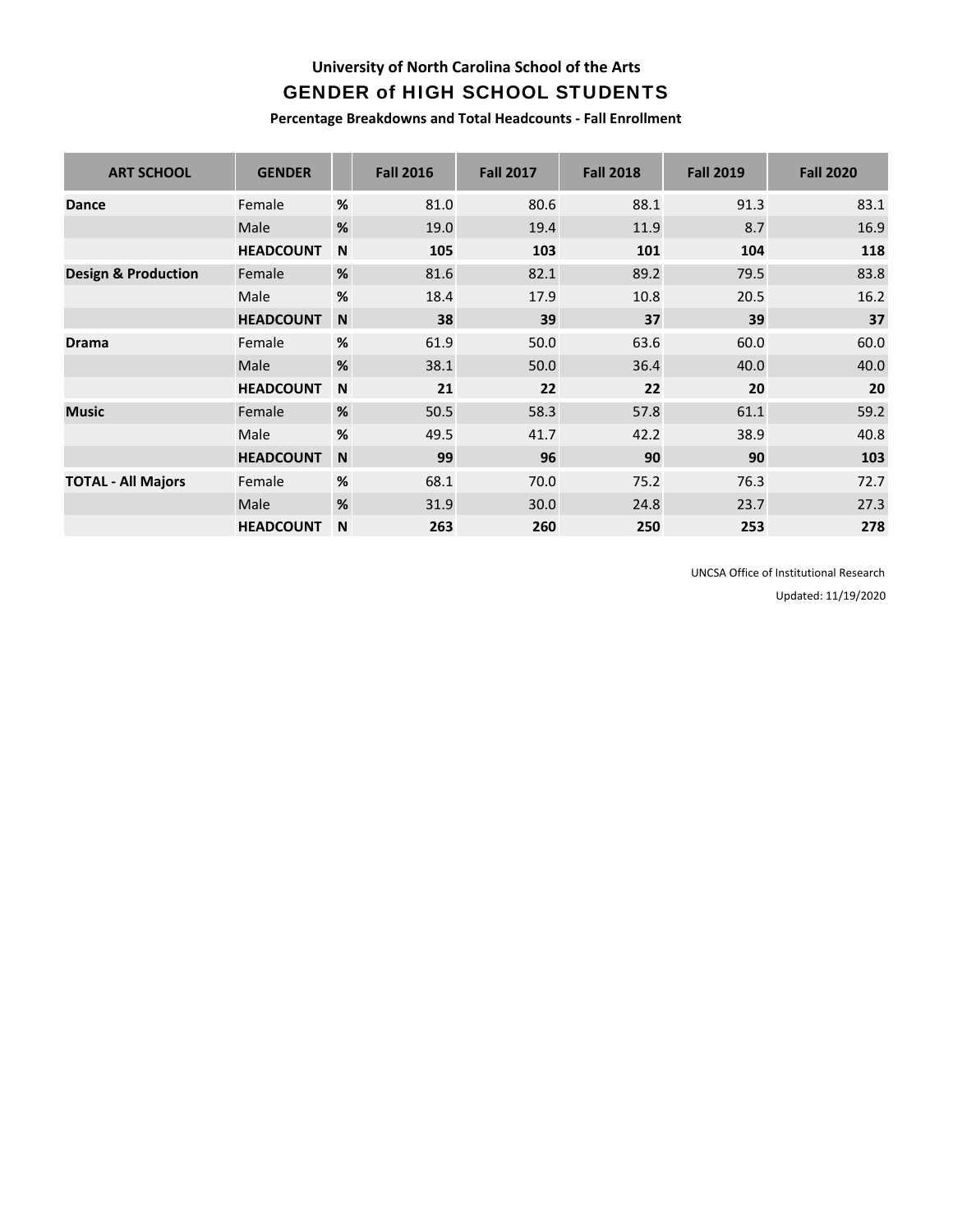# University of North Carolina School of the Arts

## GENDER of HIGH SCHOOL STUDENTS

**Percentage Breakdowns and Total Headcounts - Fall Enrollment**

| ART SCHOOL | GENDER | | Fall 2016 | Fall 2017 | Fall 2018 | Fall 2019 | Fall 2020 |
|---|---|---|---|---|---|---|---|
| **Dance** | Female | % | 81.0 | 80.6 | 88.1 | 91.3 | 83.1 |
| | Male | % | 19.0 | 19.4 | 11.9 | 8.7 | 16.9 |
| | **HEADCOUNT** | **N** | **105** | **103** | **101** | **104** | **118** |
| **Design & Production** | Female | % | 81.6 | 82.1 | 89.2 | 79.5 | 83.8 |
| | Male | % | 18.4 | 17.9 | 10.8 | 20.5 | 16.2 |
| | **HEADCOUNT** | **N** | **38** | **39** | **37** | **39** | **37** |
| **Drama** | Female | % | 61.9 | 50.0 | 63.6 | 60.0 | 60.0 |
| | Male | % | 38.1 | 50.0 | 36.4 | 40.0 | 40.0 |
| | **HEADCOUNT** | **N** | **21** | **22** | **22** | **20** | **20** |
| **Music** | Female | % | 50.5 | 58.3 | 57.8 | 61.1 | 59.2 |
| | Male | % | 49.5 | 41.7 | 42.2 | 38.9 | 40.8 |
| | **HEADCOUNT** | **N** | **99** | **96** | **90** | **90** | **103** |
| **TOTAL - All Majors** | Female | % | 68.1 | 70.0 | 75.2 | 76.3 | 72.7 |
| | Male | % | 31.9 | 30.0 | 24.8 | 23.7 | 27.3 |
| | **HEADCOUNT** | **N** | **263** | **260** | **250** | **253** | **278** |

UNCSA Office of Institutional Research

Updated: 11/19/2020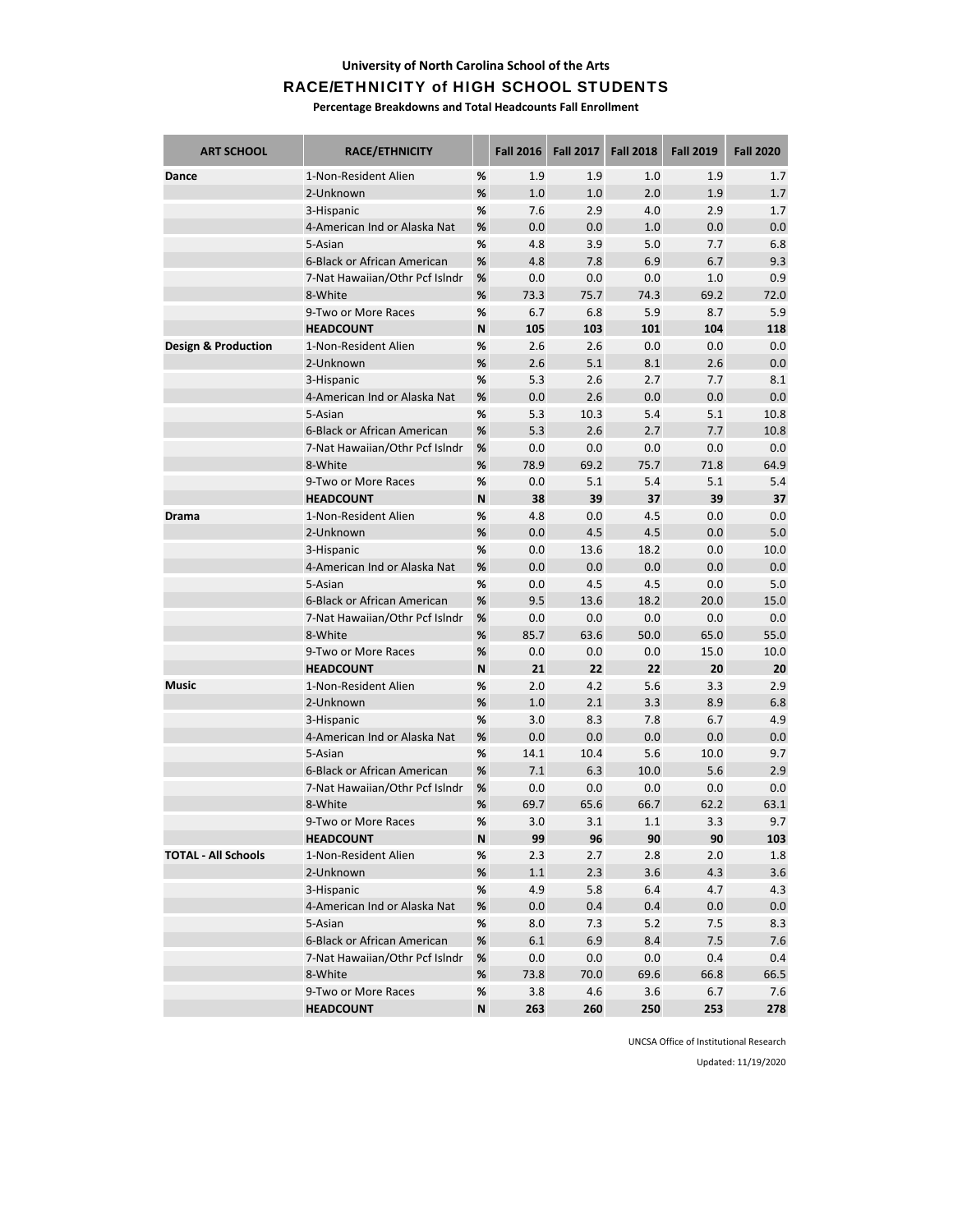# University of North Carolina School of the Arts

## RACE/ETHNICITY of HIGH SCHOOL STUDENTS

**Percentage Breakdowns and Total Headcounts Fall Enrollment**

| ART SCHOOL | RACE/ETHNICITY | | Fall 2016 | Fall 2017 | Fall 2018 | Fall 2019 | Fall 2020 |
|---|---|---|---|---|---|---|---|
| **Dance** | 1-Non-Resident Alien | % | 1.9 | 1.9 | 1.0 | 1.9 | 1.7 |
| | 2-Unknown | % | 1.0 | 1.0 | 2.0 | 1.9 | 1.7 |
| | 3-Hispanic | % | 7.6 | 2.9 | 4.0 | 2.9 | 1.7 |
| | 4-American Ind or Alaska Nat | % | 0.0 | 0.0 | 1.0 | 0.0 | 0.0 |
| | 5-Asian | % | 4.8 | 3.9 | 5.0 | 7.7 | 6.8 |
| | 6-Black or African American | % | 4.8 | 7.8 | 6.9 | 6.7 | 9.3 |
| | 7-Nat Hawaiian/Othr Pcf Islndr | % | 0.0 | 0.0 | 0.0 | 1.0 | 0.9 |
| | 8-White | % | 73.3 | 75.7 | 74.3 | 69.2 | 72.0 |
| | 9-Two or More Races | % | 6.7 | 6.8 | 5.9 | 8.7 | 5.9 |
| | **HEADCOUNT** | **N** | **105** | **103** | **101** | **104** | **118** |
| **Design & Production** | 1-Non-Resident Alien | % | 2.6 | 2.6 | 0.0 | 0.0 | 0.0 |
| | 2-Unknown | % | 2.6 | 5.1 | 8.1 | 2.6 | 0.0 |
| | 3-Hispanic | % | 5.3 | 2.6 | 2.7 | 7.7 | 8.1 |
| | 4-American Ind or Alaska Nat | % | 0.0 | 2.6 | 0.0 | 0.0 | 0.0 |
| | 5-Asian | % | 5.3 | 10.3 | 5.4 | 5.1 | 10.8 |
| | 6-Black or African American | % | 5.3 | 2.6 | 2.7 | 7.7 | 10.8 |
| | 7-Nat Hawaiian/Othr Pcf Islndr | % | 0.0 | 0.0 | 0.0 | 0.0 | 0.0 |
| | 8-White | % | 78.9 | 69.2 | 75.7 | 71.8 | 64.9 |
| | 9-Two or More Races | % | 0.0 | 5.1 | 5.4 | 5.1 | 5.4 |
| | **HEADCOUNT** | **N** | **38** | **39** | **37** | **39** | **37** |
| **Drama** | 1-Non-Resident Alien | % | 4.8 | 0.0 | 4.5 | 0.0 | 0.0 |
| | 2-Unknown | % | 0.0 | 4.5 | 4.5 | 0.0 | 5.0 |
| | 3-Hispanic | % | 0.0 | 13.6 | 18.2 | 0.0 | 10.0 |
| | 4-American Ind or Alaska Nat | % | 0.0 | 0.0 | 0.0 | 0.0 | 0.0 |
| | 5-Asian | % | 0.0 | 4.5 | 4.5 | 0.0 | 5.0 |
| | 6-Black or African American | % | 9.5 | 13.6 | 18.2 | 20.0 | 15.0 |
| | 7-Nat Hawaiian/Othr Pcf Islndr | % | 0.0 | 0.0 | 0.0 | 0.0 | 0.0 |
| | 8-White | % | 85.7 | 63.6 | 50.0 | 65.0 | 55.0 |
| | 9-Two or More Races | % | 0.0 | 0.0 | 0.0 | 15.0 | 10.0 |
| | **HEADCOUNT** | **N** | **21** | **22** | **22** | **20** | **20** |
| **Music** | 1-Non-Resident Alien | % | 2.0 | 4.2 | 5.6 | 3.3 | 2.9 |
| | 2-Unknown | % | 1.0 | 2.1 | 3.3 | 8.9 | 6.8 |
| | 3-Hispanic | % | 3.0 | 8.3 | 7.8 | 6.7 | 4.9 |
| | 4-American Ind or Alaska Nat | % | 0.0 | 0.0 | 0.0 | 0.0 | 0.0 |
| | 5-Asian | % | 14.1 | 10.4 | 5.6 | 10.0 | 9.7 |
| | 6-Black or African American | % | 7.1 | 6.3 | 10.0 | 5.6 | 2.9 |
| | 7-Nat Hawaiian/Othr Pcf Islndr | % | 0.0 | 0.0 | 0.0 | 0.0 | 0.0 |
| | 8-White | % | 69.7 | 65.6 | 66.7 | 62.2 | 63.1 |
| | 9-Two or More Races | % | 3.0 | 3.1 | 1.1 | 3.3 | 9.7 |
| | **HEADCOUNT** | **N** | **99** | **96** | **90** | **90** | **103** |
| **TOTAL - All Schools** | 1-Non-Resident Alien | % | 2.3 | 2.7 | 2.8 | 2.0 | 1.8 |
| | 2-Unknown | % | 1.1 | 2.3 | 3.6 | 4.3 | 3.6 |
| | 3-Hispanic | % | 4.9 | 5.8 | 6.4 | 4.7 | 4.3 |
| | 4-American Ind or Alaska Nat | % | 0.0 | 0.4 | 0.4 | 0.0 | 0.0 |
| | 5-Asian | % | 8.0 | 7.3 | 5.2 | 7.5 | 8.3 |
| | 6-Black or African American | % | 6.1 | 6.9 | 8.4 | 7.5 | 7.6 |
| | 7-Nat Hawaiian/Othr Pcf Islndr | % | 0.0 | 0.0 | 0.0 | 0.4 | 0.4 |
| | 8-White | % | 73.8 | 70.0 | 69.6 | 66.8 | 66.5 |
| | 9-Two or More Races | % | 3.8 | 4.6 | 3.6 | 6.7 | 7.6 |
| | **HEADCOUNT** | **N** | **263** | **260** | **250** | **253** | **278** |

UNCSA Office of Institutional Research

Updated: 11/19/2020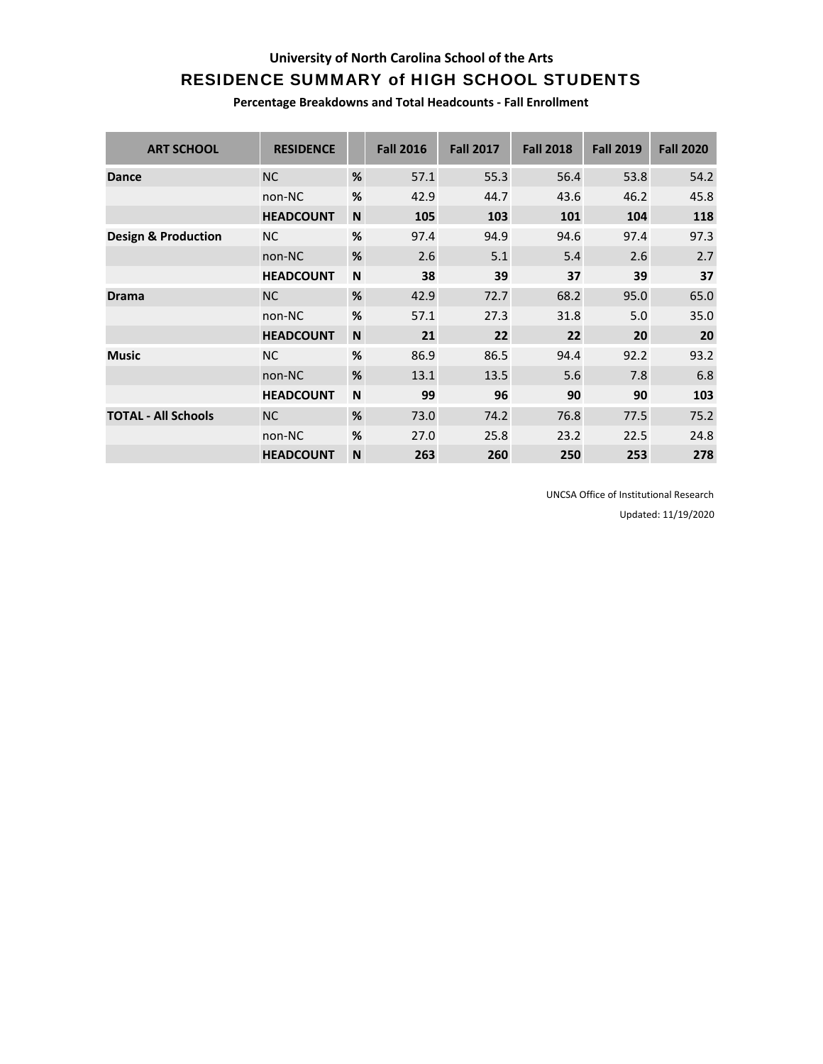# University of North Carolina School of the Arts

## RESIDENCE SUMMARY of HIGH SCHOOL STUDENTS

**Percentage Breakdowns and Total Headcounts - Fall Enrollment**

| ART SCHOOL | RESIDENCE | | Fall 2016 | Fall 2017 | Fall 2018 | Fall 2019 | Fall 2020 |
|---|---|---|---|---|---|---|---|
| **Dance** | NC | **%** | 57.1 | 55.3 | 56.4 | 53.8 | 54.2 |
| | non-NC | **%** | 42.9 | 44.7 | 43.6 | 46.2 | 45.8 |
| | **HEADCOUNT** | **N** | **105** | **103** | **101** | **104** | **118** |
| **Design & Production** | NC | **%** | 97.4 | 94.9 | 94.6 | 97.4 | 97.3 |
| | non-NC | **%** | 2.6 | 5.1 | 5.4 | 2.6 | 2.7 |
| | **HEADCOUNT** | **N** | **38** | **39** | **37** | **39** | **37** |
| **Drama** | NC | **%** | 42.9 | 72.7 | 68.2 | 95.0 | 65.0 |
| | non-NC | **%** | 57.1 | 27.3 | 31.8 | 5.0 | 35.0 |
| | **HEADCOUNT** | **N** | **21** | **22** | **22** | **20** | **20** |
| **Music** | NC | **%** | 86.9 | 86.5 | 94.4 | 92.2 | 93.2 |
| | non-NC | **%** | 13.1 | 13.5 | 5.6 | 7.8 | 6.8 |
| | **HEADCOUNT** | **N** | **99** | **96** | **90** | **90** | **103** |
| **TOTAL - All Schools** | NC | **%** | 73.0 | 74.2 | 76.8 | 77.5 | 75.2 |
| | non-NC | **%** | 27.0 | 25.8 | 23.2 | 22.5 | 24.8 |
| | **HEADCOUNT** | **N** | **263** | **260** | **250** | **253** | **278** |

UNCSA Office of Institutional Research

Updated: 11/19/2020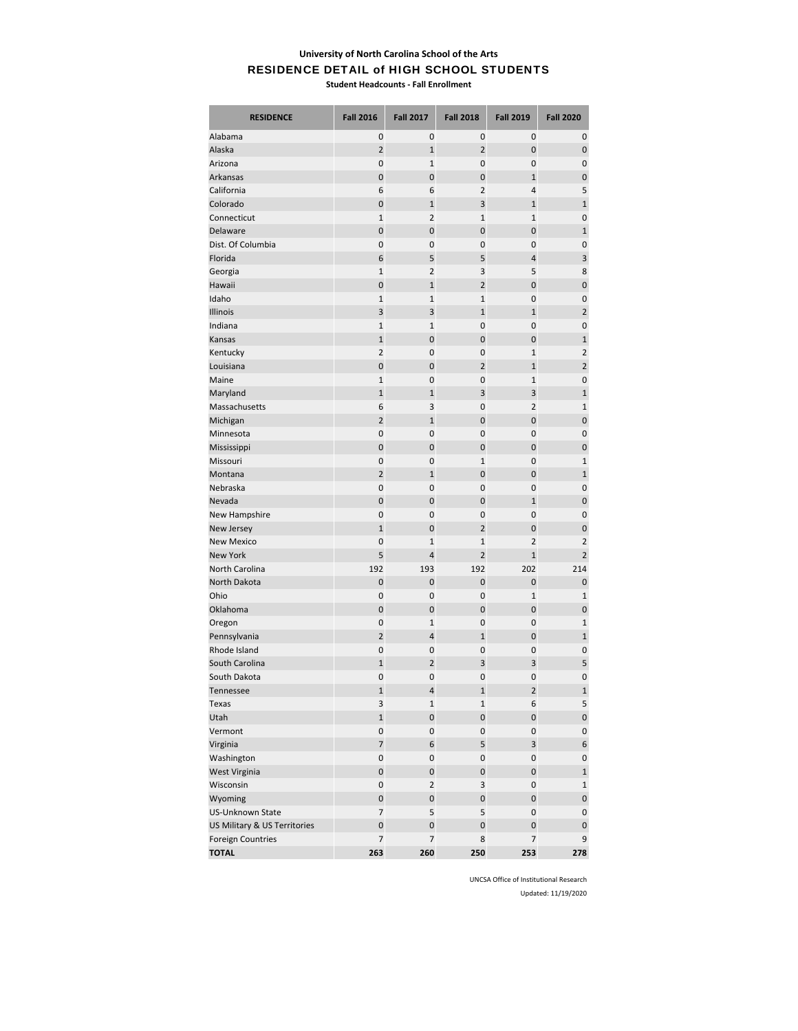**University of North Carolina School of the Arts**

## RESIDENCE DETAIL of HIGH SCHOOL STUDENTS

**Student Headcounts - Fall Enrollment**

| RESIDENCE | Fall 2016 | Fall 2017 | Fall 2018 | Fall 2019 | Fall 2020 |
|---|---|---|---|---|---|
| Alabama | 0 | 0 | 0 | 0 | 0 |
| Alaska | 2 | 1 | 2 | 0 | 0 |
| Arizona | 0 | 1 | 0 | 0 | 0 |
| Arkansas | 0 | 0 | 0 | 1 | 0 |
| California | 6 | 6 | 2 | 4 | 5 |
| Colorado | 0 | 1 | 3 | 1 | 1 |
| Connecticut | 1 | 2 | 1 | 1 | 0 |
| Delaware | 0 | 0 | 0 | 0 | 1 |
| Dist. Of Columbia | 0 | 0 | 0 | 0 | 0 |
| Florida | 6 | 5 | 5 | 4 | 3 |
| Georgia | 1 | 2 | 3 | 5 | 8 |
| Hawaii | 0 | 1 | 2 | 0 | 0 |
| Idaho | 1 | 1 | 1 | 0 | 0 |
| Illinois | 3 | 3 | 1 | 1 | 2 |
| Indiana | 1 | 1 | 0 | 0 | 0 |
| Kansas | 1 | 0 | 0 | 0 | 1 |
| Kentucky | 2 | 0 | 0 | 1 | 2 |
| Louisiana | 0 | 0 | 2 | 1 | 2 |
| Maine | 1 | 0 | 0 | 1 | 0 |
| Maryland | 1 | 1 | 3 | 3 | 1 |
| Massachusetts | 6 | 3 | 0 | 2 | 1 |
| Michigan | 2 | 1 | 0 | 0 | 0 |
| Minnesota | 0 | 0 | 0 | 0 | 0 |
| Mississippi | 0 | 0 | 0 | 0 | 0 |
| Missouri | 0 | 0 | 1 | 0 | 1 |
| Montana | 2 | 1 | 0 | 0 | 1 |
| Nebraska | 0 | 0 | 0 | 0 | 0 |
| Nevada | 0 | 0 | 0 | 1 | 0 |
| New Hampshire | 0 | 0 | 0 | 0 | 0 |
| New Jersey | 1 | 0 | 2 | 0 | 0 |
| New Mexico | 0 | 1 | 1 | 2 | 2 |
| New York | 5 | 4 | 2 | 1 | 2 |
| North Carolina | 192 | 193 | 192 | 202 | 214 |
| North Dakota | 0 | 0 | 0 | 0 | 0 |
| Ohio | 0 | 0 | 0 | 1 | 1 |
| Oklahoma | 0 | 0 | 0 | 0 | 0 |
| Oregon | 0 | 1 | 0 | 0 | 1 |
| Pennsylvania | 2 | 4 | 1 | 0 | 1 |
| Rhode Island | 0 | 0 | 0 | 0 | 0 |
| South Carolina | 1 | 2 | 3 | 3 | 5 |
| South Dakota | 0 | 0 | 0 | 0 | 0 |
| Tennessee | 1 | 4 | 1 | 2 | 1 |
| Texas | 3 | 1 | 1 | 6 | 5 |
| Utah | 1 | 0 | 0 | 0 | 0 |
| Vermont | 0 | 0 | 0 | 0 | 0 |
| Virginia | 7 | 6 | 5 | 3 | 6 |
| Washington | 0 | 0 | 0 | 0 | 0 |
| West Virginia | 0 | 0 | 0 | 0 | 1 |
| Wisconsin | 0 | 2 | 3 | 0 | 1 |
| Wyoming | 0 | 0 | 0 | 0 | 0 |
| US-Unknown State | 7 | 5 | 5 | 0 | 0 |
| US Military & US Territories | 0 | 0 | 0 | 0 | 0 |
| Foreign Countries | 7 | 7 | 8 | 7 | 9 |
| **TOTAL** | **263** | **260** | **250** | **253** | **278** |

UNCSA Office of Institutional Research

Updated: 11/19/2020